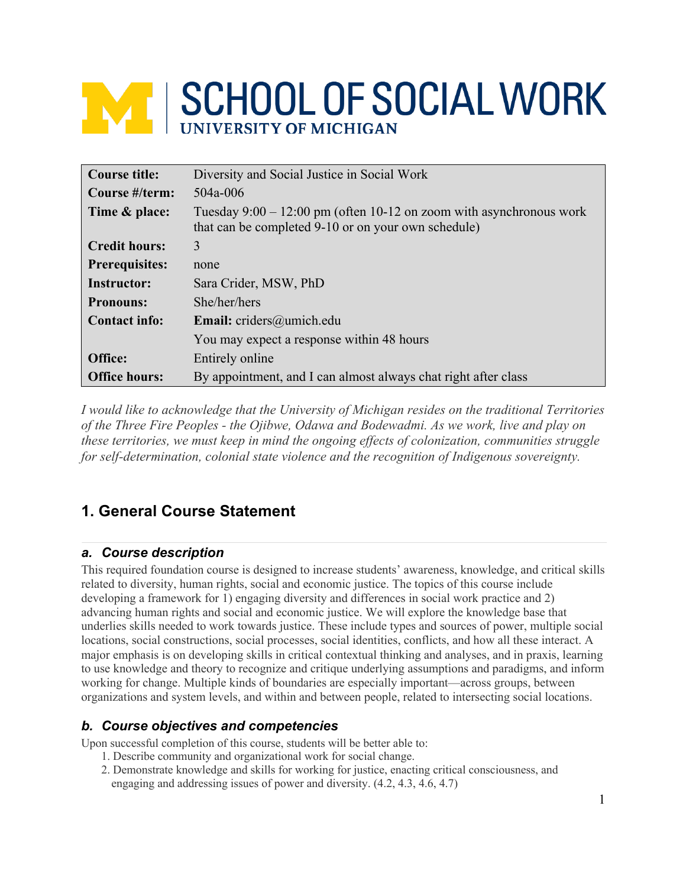# SCHOOL OF SOCIAL WORK
**UNIVERSITY OF MICHIGAN**

| | |
|---|---|
| **Course title:** | Diversity and Social Justice in Social Work |
| **Course #/term:** | 504a-006 |
| **Time & place:** | Tuesday 9:00 – 12:00 pm (often 10-12 on zoom with asynchronous work that can be completed 9-10 or on your own schedule) |
| **Credit hours:** | 3 |
| **Prerequisites:** | none |
| **Instructor:** | Sara Crider, MSW, PhD |
| **Pronouns:** | She/her/hers |
| **Contact info:** | **Email:** criders@umich.edu |
| | You may expect a response within 48 hours |
| **Office:** | Entirely online |
| **Office hours:** | By appointment, and I can almost always chat right after class |

*I would like to acknowledge that the University of Michigan resides on the traditional Territories of the Three Fire Peoples - the Ojibwe, Odawa and Bodewadmi. As we work, live and play on these territories, we must keep in mind the ongoing effects of colonization, communities struggle for self-determination, colonial state violence and the recognition of Indigenous sovereignty.*

## 1. General Course Statement

### *a. Course description*

This required foundation course is designed to increase students' awareness, knowledge, and critical skills related to diversity, human rights, social and economic justice. The topics of this course include developing a framework for 1) engaging diversity and differences in social work practice and 2) advancing human rights and social and economic justice. We will explore the knowledge base that underlies skills needed to work towards justice. These include types and sources of power, multiple social locations, social constructions, social processes, social identities, conflicts, and how all these interact. A major emphasis is on developing skills in critical contextual thinking and analyses, and in praxis, learning to use knowledge and theory to recognize and critique underlying assumptions and paradigms, and inform working for change. Multiple kinds of boundaries are especially important—across groups, between organizations and system levels, and within and between people, related to intersecting social locations.

### *b. Course objectives and competencies*

Upon successful completion of this course, students will be better able to:

1. Describe community and organizational work for social change.
2. Demonstrate knowledge and skills for working for justice, enacting critical consciousness, and engaging and addressing issues of power and diversity. (4.2, 4.3, 4.6, 4.7)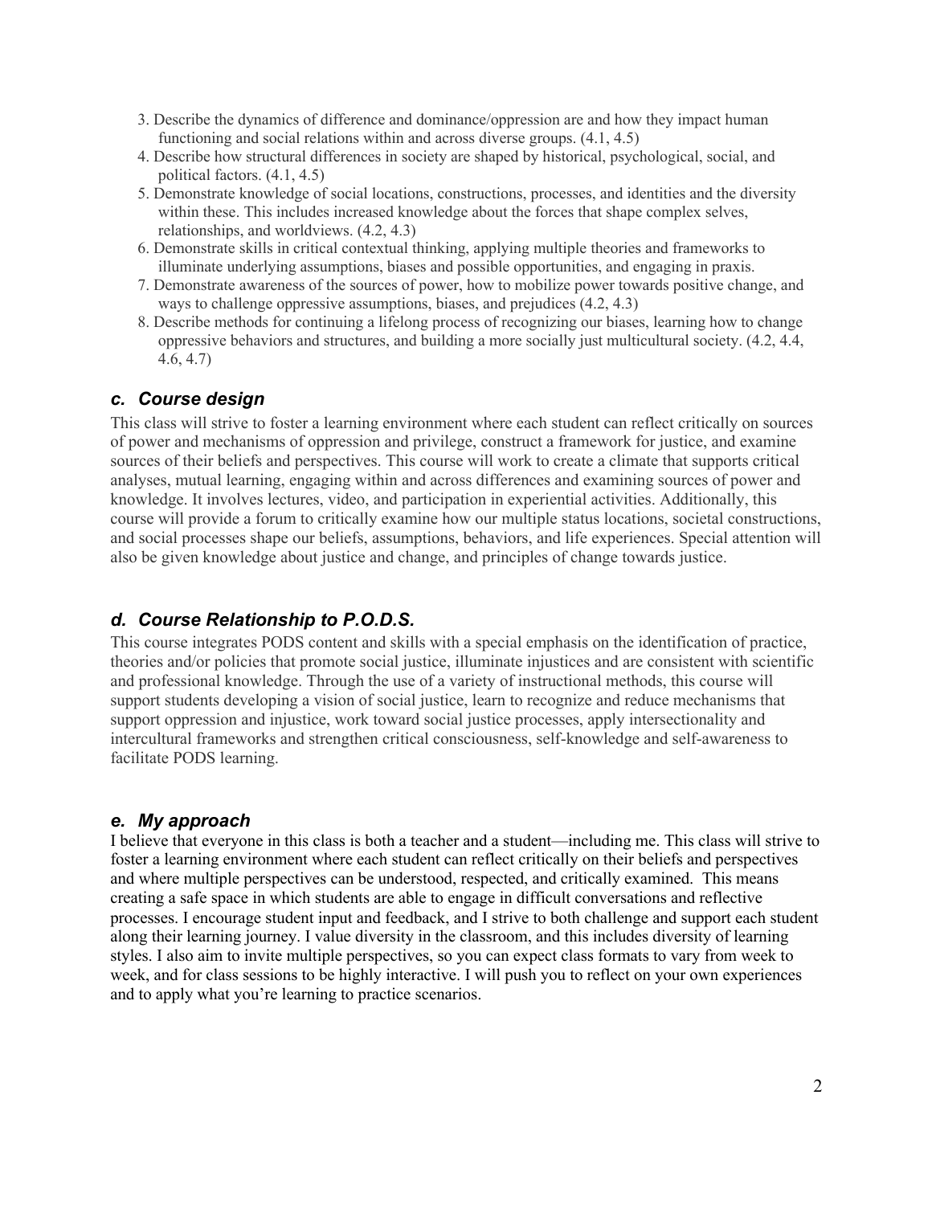3. Describe the dynamics of difference and dominance/oppression are and how they impact human functioning and social relations within and across diverse groups. (4.1, 4.5)
4. Describe how structural differences in society are shaped by historical, psychological, social, and political factors. (4.1, 4.5)
5. Demonstrate knowledge of social locations, constructions, processes, and identities and the diversity within these. This includes increased knowledge about the forces that shape complex selves, relationships, and worldviews. (4.2, 4.3)
6. Demonstrate skills in critical contextual thinking, applying multiple theories and frameworks to illuminate underlying assumptions, biases and possible opportunities, and engaging in praxis.
7. Demonstrate awareness of the sources of power, how to mobilize power towards positive change, and ways to challenge oppressive assumptions, biases, and prejudices (4.2, 4.3)
8. Describe methods for continuing a lifelong process of recognizing our biases, learning how to change oppressive behaviors and structures, and building a more socially just multicultural society. (4.2, 4.4, 4.6, 4.7)

### *c. Course design*

This class will strive to foster a learning environment where each student can reflect critically on sources of power and mechanisms of oppression and privilege, construct a framework for justice, and examine sources of their beliefs and perspectives. This course will work to create a climate that supports critical analyses, mutual learning, engaging within and across differences and examining sources of power and knowledge. It involves lectures, video, and participation in experiential activities. Additionally, this course will provide a forum to critically examine how our multiple status locations, societal constructions, and social processes shape our beliefs, assumptions, behaviors, and life experiences. Special attention will also be given knowledge about justice and change, and principles of change towards justice.

### *d. Course Relationship to P.O.D.S.*

This course integrates PODS content and skills with a special emphasis on the identification of practice, theories and/or policies that promote social justice, illuminate injustices and are consistent with scientific and professional knowledge. Through the use of a variety of instructional methods, this course will support students developing a vision of social justice, learn to recognize and reduce mechanisms that support oppression and injustice, work toward social justice processes, apply intersectionality and intercultural frameworks and strengthen critical consciousness, self-knowledge and self-awareness to facilitate PODS learning.

### *e. My approach*

I believe that everyone in this class is both a teacher and a student—including me. This class will strive to foster a learning environment where each student can reflect critically on their beliefs and perspectives and where multiple perspectives can be understood, respected, and critically examined. This means creating a safe space in which students are able to engage in difficult conversations and reflective processes. I encourage student input and feedback, and I strive to both challenge and support each student along their learning journey. I value diversity in the classroom, and this includes diversity of learning styles. I also aim to invite multiple perspectives, so you can expect class formats to vary from week to week, and for class sessions to be highly interactive. I will push you to reflect on your own experiences and to apply what you're learning to practice scenarios.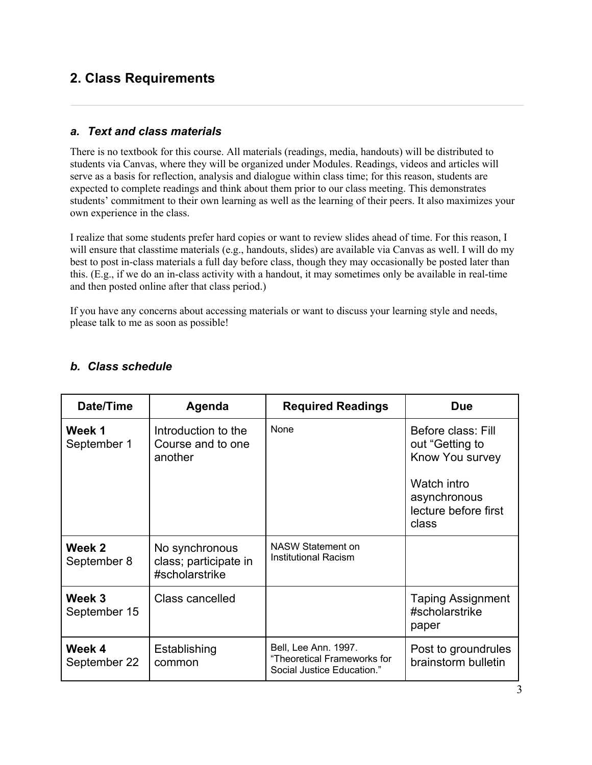## 2. Class Requirements

### *a. Text and class materials*

There is no textbook for this course. All materials (readings, media, handouts) will be distributed to students via Canvas, where they will be organized under Modules. Readings, videos and articles will serve as a basis for reflection, analysis and dialogue within class time; for this reason, students are expected to complete readings and think about them prior to our class meeting. This demonstrates students' commitment to their own learning as well as the learning of their peers. It also maximizes your own experience in the class.

I realize that some students prefer hard copies or want to review slides ahead of time. For this reason, I will ensure that classtime materials (e.g., handouts, slides) are available via Canvas as well. I will do my best to post in-class materials a full day before class, though they may occasionally be posted later than this. (E.g., if we do an in-class activity with a handout, it may sometimes only be available in real-time and then posted online after that class period.)

If you have any concerns about accessing materials or want to discuss your learning style and needs, please talk to me as soon as possible!

### *b. Class schedule*

| Date/Time | Agenda | Required Readings | Due |
|---|---|---|---|
| **Week 1** September 1 | Introduction to the Course and to one another | None | Before class: Fill out "Getting to Know You survey<br><br>Watch intro asynchronous lecture before first class |
| **Week 2** September 8 | No synchronous class; participate in #scholarstrike | NASW Statement on Institutional Racism | |
| **Week 3** September 15 | Class cancelled | | Taping Assignment #scholarstrike paper |
| **Week 4** September 22 | Establishing common | Bell, Lee Ann. 1997. "Theoretical Frameworks for Social Justice Education." | Post to groundrules brainstorm bulletin |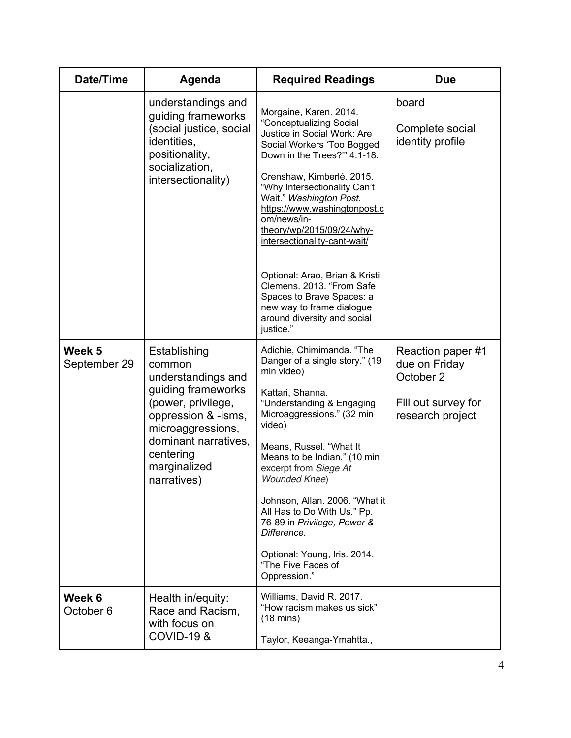| Date/Time | Agenda | Required Readings | Due |
|---|---|---|---|
| | understandings and guiding frameworks (social justice, social identities, positionality, socialization, intersectionality) | Morgaine, Karen. 2014. "Conceptualizing Social Justice in Social Work: Are Social Workers 'Too Bogged Down in the Trees?'" 4:1-18.<br><br>Crenshaw, Kimberlé. 2015. "Why Intersectionality Can't Wait." *Washington Post.* https://www.washingtonpost.com/news/in-theory/wp/2015/09/24/why-intersectionality-cant-wait/<br><br>Optional: Arao, Brian & Kristi Clemens. 2013. "From Safe Spaces to Brave Spaces: a new way to frame dialogue around diversity and social justice." | board<br><br>Complete social identity profile |
| **Week 5** September 29 | Establishing common understandings and guiding frameworks (power, privilege, oppression & -isms, microaggressions, dominant narratives, centering marginalized narratives) | Adichie, Chimimanda. "The Danger of a single story." (19 min video)<br><br>Kattari, Shanna. "Understanding & Engaging Microaggressions." (32 min video)<br><br>Means, Russel. "What It Means to be Indian." (10 min excerpt from *Siege At Wounded Knee*)<br><br>Johnson, Allan. 2006. "What it All Has to Do With Us." Pp. 76-89 in *Privilege, Power & Difference.*<br><br>Optional: Young, Iris. 2014. "The Five Faces of Oppression." | Reaction paper #1 due on Friday October 2<br><br>Fill out survey for research project |
| **Week 6** October 6 | Health in/equity: Race and Racism, with focus on COVID-19 & | Williams, David R. 2017. "How racism makes us sick" (18 mins)<br><br>Taylor, Keeanga-Ymahtta., | |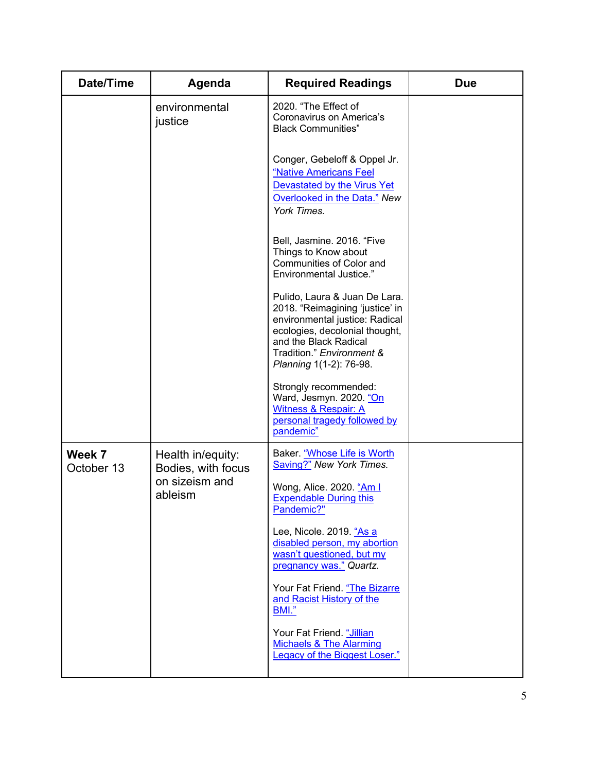| Date/Time | Agenda | Required Readings | Due |
|---|---|---|---|
| | environmental justice | 2020. "The Effect of Coronavirus on America's Black Communities"<br><br>Conger, Gebeloff & Oppel Jr. "Native Americans Feel Devastated by the Virus Yet Overlooked in the Data." *New York Times.*<br><br>Bell, Jasmine. 2016. "Five Things to Know about Communities of Color and Environmental Justice."<br><br>Pulido, Laura & Juan De Lara. 2018. "Reimagining 'justice' in environmental justice: Radical ecologies, decolonial thought, and the Black Radical Tradition." *Environment & Planning* 1(1-2): 76-98.<br><br>Strongly recommended: Ward, Jesmyn. 2020. "On Witness & Respair: A personal tragedy followed by pandemic" | |
| **Week 7** October 13 | Health in/equity: Bodies, with focus on sizeism and ableism | Baker. "Whose Life is Worth Saving?" *New York Times.*<br><br>Wong, Alice. 2020. "Am I Expendable During this Pandemic?"<br><br>Lee, Nicole. 2019. "As a disabled person, my abortion wasn't questioned, but my pregnancy was." *Quartz.*<br><br>Your Fat Friend. "The Bizarre and Racist History of the BMI."<br><br>Your Fat Friend. "Jillian Michaels & The Alarming Legacy of the Biggest Loser." | |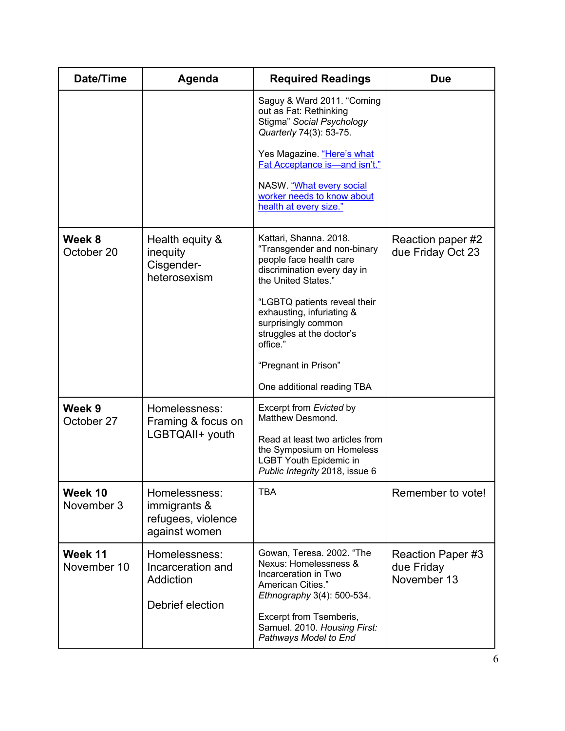| Date/Time | Agenda | Required Readings | Due |
|---|---|---|---|
| | | Saguy & Ward 2011. "Coming out as Fat: Rethinking Stigma" *Social Psychology Quarterly* 74(3): 53-75.<br><br>Yes Magazine. "Here's what Fat Acceptance is—and isn't."<br><br>NASW. "What every social worker needs to know about health at every size." | |
| **Week 8**<br>October 20 | Health equity & inequity<br>Cisgender-heterosexism | Kattari, Shanna. 2018. "Transgender and non-binary people face health care discrimination every day in the United States."<br><br>"LGBTQ patients reveal their exhausting, infuriating & surprisingly common struggles at the doctor's office."<br><br>"Pregnant in Prison"<br><br>One additional reading TBA | Reaction paper #2 due Friday Oct 23 |
| **Week 9**<br>October 27 | Homelessness: Framing & focus on LGBTQAII+ youth | Excerpt from *Evicted* by Matthew Desmond.<br><br>Read at least two articles from the Symposium on Homeless LGBT Youth Epidemic in *Public Integrity* 2018, issue 6 | |
| **Week 10**<br>November 3 | Homelessness: immigrants & refugees, violence against women | TBA | Remember to vote! |
| **Week 11**<br>November 10 | Homelessness: Incarceration and Addiction<br><br>Debrief election | Gowan, Teresa. 2002. "The Nexus: Homelessness & Incarceration in Two American Cities." *Ethnography* 3(4): 500-534.<br><br>Excerpt from Tsemberis, Samuel. 2010. *Housing First: Pathways Model to End* | Reaction Paper #3 due Friday November 13 |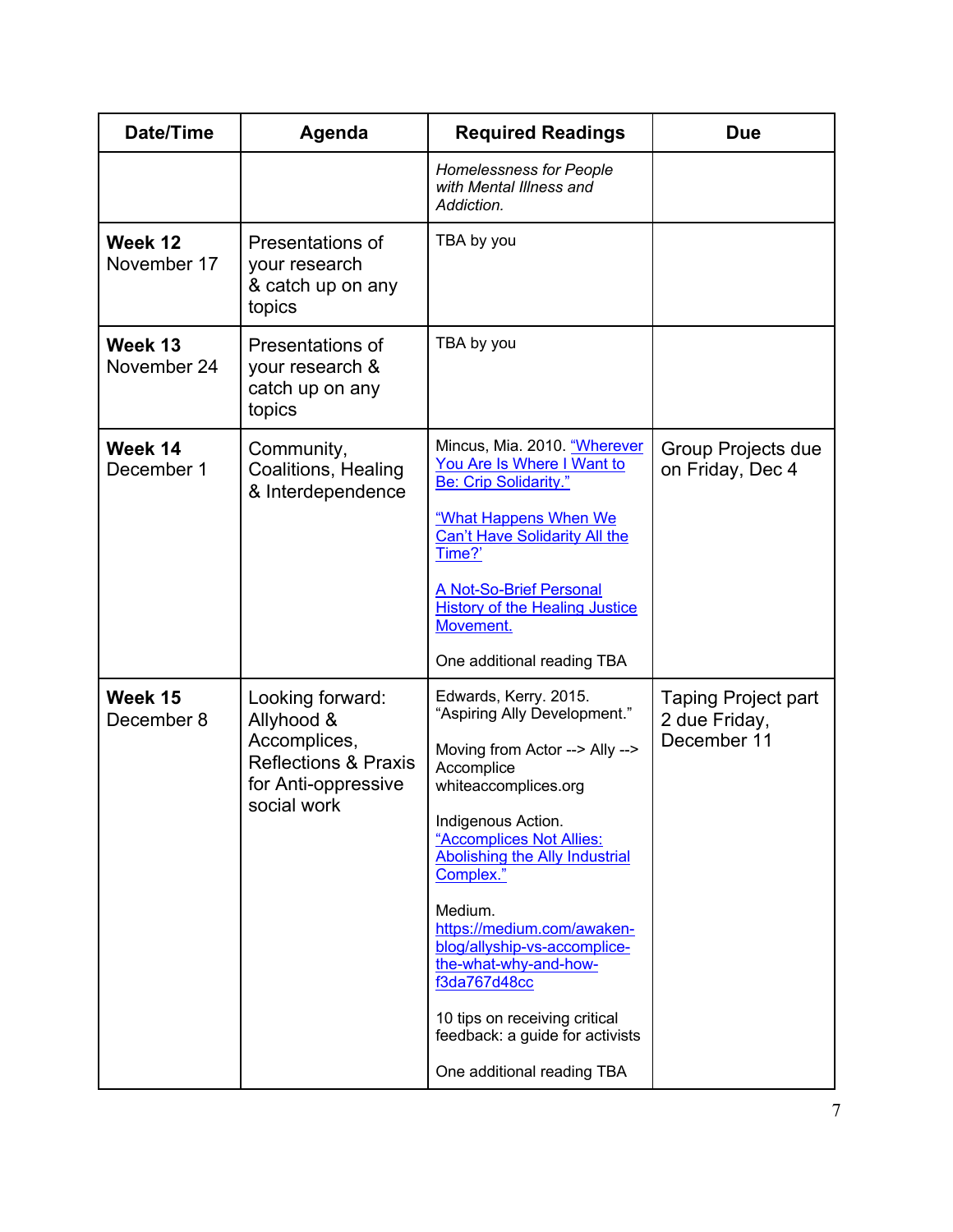| Date/Time | Agenda | Required Readings | Due |
|---|---|---|---|
| | | *Homelessness for People with Mental Illness and Addiction.* | |
| **Week 12** November 17 | Presentations of your research & catch up on any topics | TBA by you | |
| **Week 13** November 24 | Presentations of your research & catch up on any topics | TBA by you | |
| **Week 14** December 1 | Community, Coalitions, Healing & Interdependence | Mincus, Mia. 2010. "Wherever You Are Is Where I Want to Be: Crip Solidarity." <br><br> "What Happens When We Can't Have Solidarity All the Time?' <br><br> A Not-So-Brief Personal History of the Healing Justice Movement. <br><br> One additional reading TBA | Group Projects due on Friday, Dec 4 |
| **Week 15** December 8 | Looking forward: Allyhood & Accomplices, Reflections & Praxis for Anti-oppressive social work | Edwards, Kerry. 2015. "Aspiring Ally Development." <br><br> Moving from Actor --> Ally --> Accomplice whiteaccomplices.org <br><br> Indigenous Action. "Accomplices Not Allies: Abolishing the Ally Industrial Complex." <br><br> Medium. https://medium.com/awaken-blog/allyship-vs-accomplice-the-what-why-and-how-f3da767d48cc <br><br> 10 tips on receiving critical feedback: a guide for activists <br><br> One additional reading TBA | Taping Project part 2 due Friday, December 11 |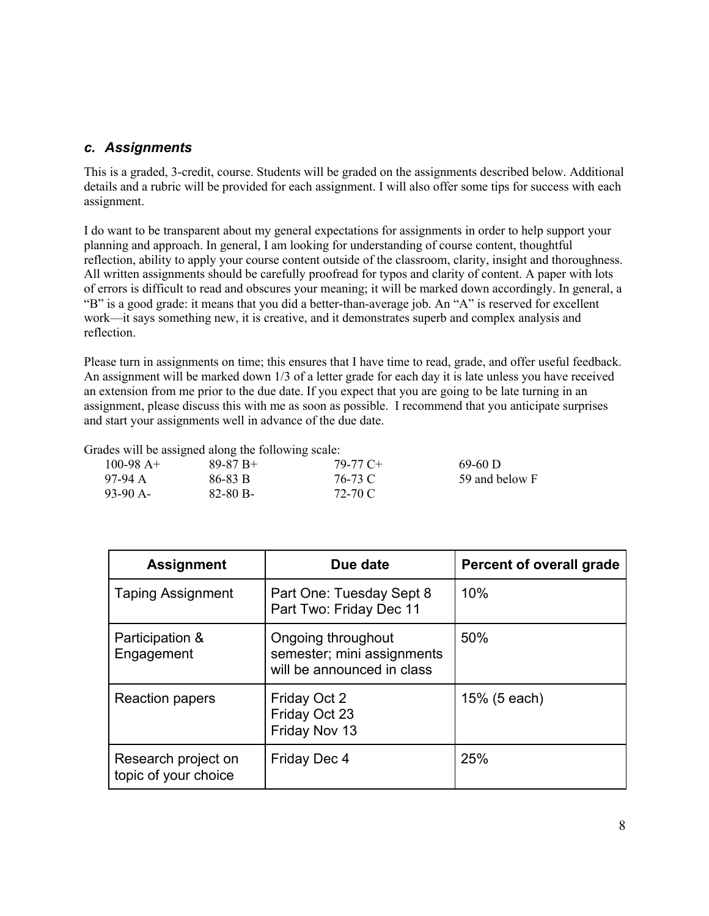### *c. Assignments*

This is a graded, 3-credit, course. Students will be graded on the assignments described below. Additional details and a rubric will be provided for each assignment. I will also offer some tips for success with each assignment.

I do want to be transparent about my general expectations for assignments in order to help support your planning and approach. In general, I am looking for understanding of course content, thoughtful reflection, ability to apply your course content outside of the classroom, clarity, insight and thoroughness. All written assignments should be carefully proofread for typos and clarity of content. A paper with lots of errors is difficult to read and obscures your meaning; it will be marked down accordingly. In general, a "B" is a good grade: it means that you did a better-than-average job. An "A" is reserved for excellent work—it says something new, it is creative, and it demonstrates superb and complex analysis and reflection.

Please turn in assignments on time; this ensures that I have time to read, grade, and offer useful feedback. An assignment will be marked down 1/3 of a letter grade for each day it is late unless you have received an extension from me prior to the due date. If you expect that you are going to be late turning in an assignment, please discuss this with me as soon as possible. I recommend that you anticipate surprises and start your assignments well in advance of the due date.

Grades will be assigned along the following scale:

| | | | |
|---|---|---|---|
| 100-98 A+ | 89-87 B+ | 79-77 C+ | 69-60 D |
| 97-94 A | 86-83 B | 76-73 C | 59 and below F |
| 93-90 A- | 82-80 B- | 72-70 C | |

| Assignment | Due date | Percent of overall grade |
|---|---|---|
| Taping Assignment | Part One: Tuesday Sept 8<br>Part Two: Friday Dec 11 | 10% |
| Participation & Engagement | Ongoing throughout semester; mini assignments will be announced in class | 50% |
| Reaction papers | Friday Oct 2<br>Friday Oct 23<br>Friday Nov 13 | 15% (5 each) |
| Research project on topic of your choice | Friday Dec 4 | 25% |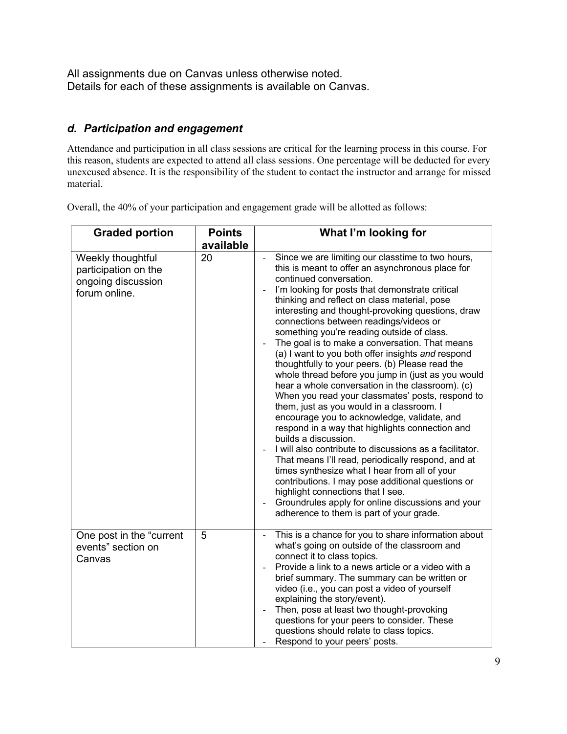All assignments due on Canvas unless otherwise noted.
Details for each of these assignments is available on Canvas.

### *d. Participation and engagement*

Attendance and participation in all class sessions are critical for the learning process in this course. For this reason, students are expected to attend all class sessions. One percentage will be deducted for every unexcused absence. It is the responsibility of the student to contact the instructor and arrange for missed material.

Overall, the 40% of your participation and engagement grade will be allotted as follows:

| Graded portion | Points available | What I'm looking for |
|---|---|---|
| Weekly thoughtful participation on the ongoing discussion forum online. | 20 | - Since we are limiting our classtime to two hours, this is meant to offer an asynchronous place for continued conversation.<br>- I'm looking for posts that demonstrate critical thinking and reflect on class material, pose interesting and thought-provoking questions, draw connections between readings/videos or something you're reading outside of class.<br>- The goal is to make a conversation. That means (a) I want to you both offer insights *and* respond thoughtfully to your peers. (b) Please read the whole thread before you jump in (just as you would hear a whole conversation in the classroom). (c) When you read your classmates' posts, respond to them, just as you would in a classroom. I encourage you to acknowledge, validate, and respond in a way that highlights connection and builds a discussion.<br>- I will also contribute to discussions as a facilitator. That means I'll read, periodically respond, and at times synthesize what I hear from all of your contributions. I may pose additional questions or highlight connections that I see.<br>- Groundrules apply for online discussions and your adherence to them is part of your grade. |
| One post in the "current events" section on Canvas | 5 | - This is a chance for you to share information about what's going on outside of the classroom and connect it to class topics.<br>- Provide a link to a news article or a video with a brief summary. The summary can be written or video (i.e., you can post a video of yourself explaining the story/event).<br>- Then, pose at least two thought-provoking questions for your peers to consider. These questions should relate to class topics.<br>- Respond to your peers' posts. |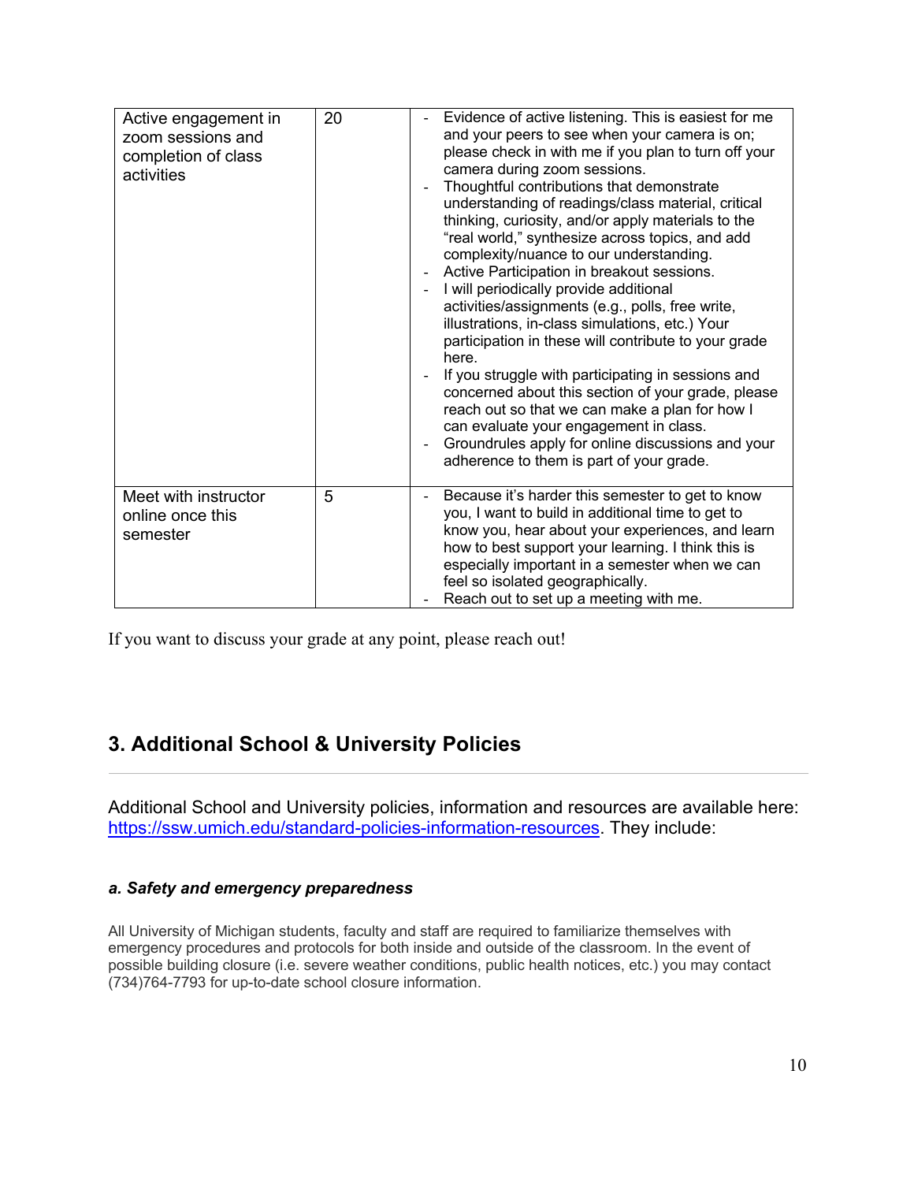| Active engagement in zoom sessions and completion of class activities | 20 | - Evidence of active listening. This is easiest for me and your peers to see when your camera is on; please check in with me if you plan to turn off your camera during zoom sessions.<br>- Thoughtful contributions that demonstrate understanding of readings/class material, critical thinking, curiosity, and/or apply materials to the "real world," synthesize across topics, and add complexity/nuance to our understanding.<br>- Active Participation in breakout sessions.<br>- I will periodically provide additional activities/assignments (e.g., polls, free write, illustrations, in-class simulations, etc.) Your participation in these will contribute to your grade here.<br>- If you struggle with participating in sessions and concerned about this section of your grade, please reach out so that we can make a plan for how I can evaluate your engagement in class.<br>- Groundrules apply for online discussions and your adherence to them is part of your grade. |
|---|---|---|
| Meet with instructor online once this semester | 5 | - Because it's harder this semester to get to know you, I want to build in additional time to get to know you, hear about your experiences, and learn how to best support your learning. I think this is especially important in a semester when we can feel so isolated geographically.<br>- Reach out to set up a meeting with me. |

If you want to discuss your grade at any point, please reach out!

## 3. Additional School & University Policies

Additional School and University policies, information and resources are available here: https://ssw.umich.edu/standard-policies-information-resources. They include:

### *a. Safety and emergency preparedness*

All University of Michigan students, faculty and staff are required to familiarize themselves with emergency procedures and protocols for both inside and outside of the classroom. In the event of possible building closure (i.e. severe weather conditions, public health notices, etc.) you may contact (734)764-7793 for up-to-date school closure information.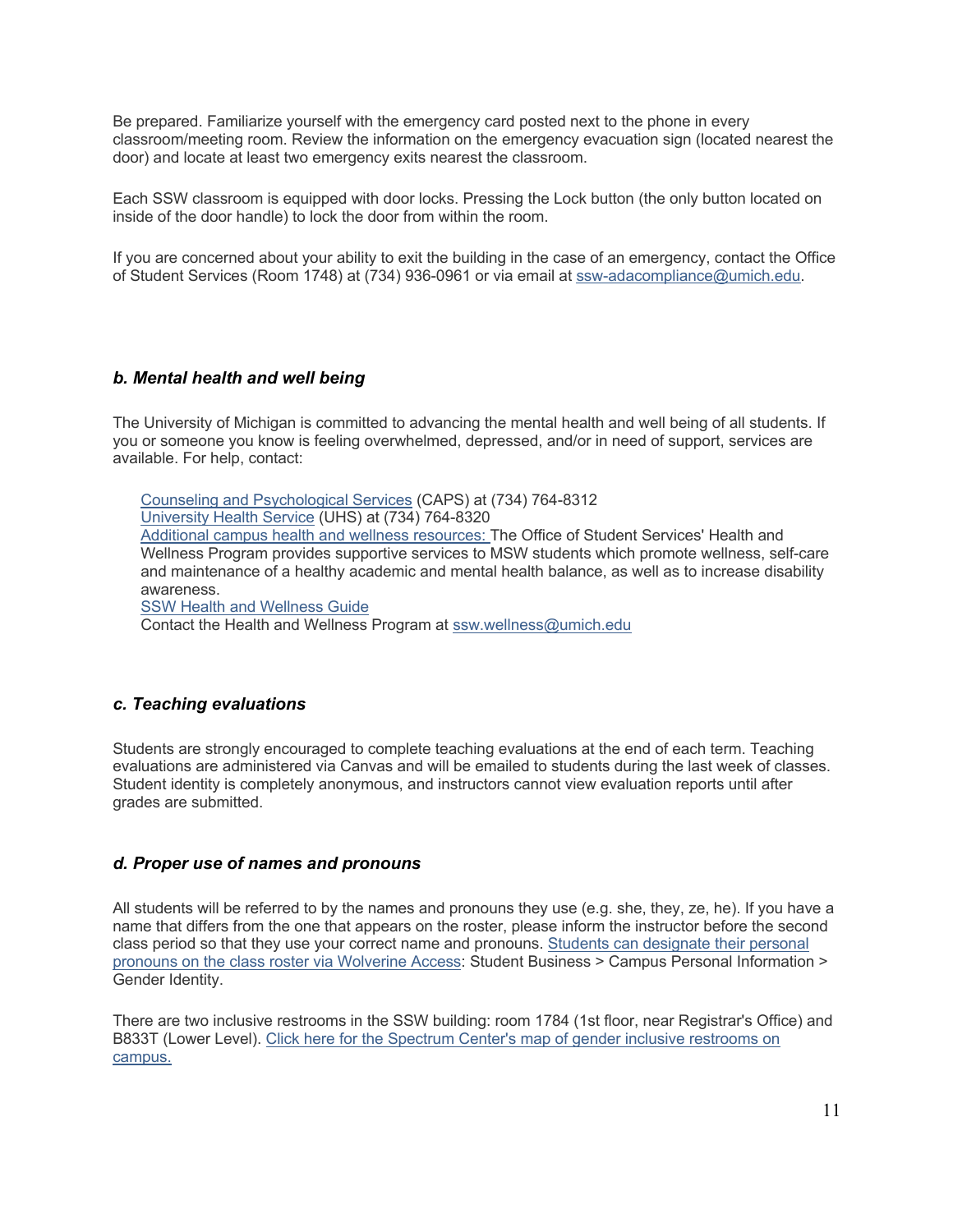Be prepared. Familiarize yourself with the emergency card posted next to the phone in every classroom/meeting room. Review the information on the emergency evacuation sign (located nearest the door) and locate at least two emergency exits nearest the classroom.

Each SSW classroom is equipped with door locks. Pressing the Lock button (the only button located on inside of the door handle) to lock the door from within the room.

If you are concerned about your ability to exit the building in the case of an emergency, contact the Office of Student Services (Room 1748) at (734) 936-0961 or via email at ssw-adacompliance@umich.edu.

### *b. Mental health and well being*

The University of Michigan is committed to advancing the mental health and well being of all students. If you or someone you know is feeling overwhelmed, depressed, and/or in need of support, services are available. For help, contact:

Counseling and Psychological Services (CAPS) at (734) 764-8312
University Health Service (UHS) at (734) 764-8320
Additional campus health and wellness resources: The Office of Student Services' Health and Wellness Program provides supportive services to MSW students which promote wellness, self-care and maintenance of a healthy academic and mental health balance, as well as to increase disability awareness.
SSW Health and Wellness Guide
Contact the Health and Wellness Program at ssw.wellness@umich.edu

### *c. Teaching evaluations*

Students are strongly encouraged to complete teaching evaluations at the end of each term. Teaching evaluations are administered via Canvas and will be emailed to students during the last week of classes. Student identity is completely anonymous, and instructors cannot view evaluation reports until after grades are submitted.

### *d. Proper use of names and pronouns*

All students will be referred to by the names and pronouns they use (e.g. she, they, ze, he). If you have a name that differs from the one that appears on the roster, please inform the instructor before the second class period so that they use your correct name and pronouns. Students can designate their personal pronouns on the class roster via Wolverine Access: Student Business > Campus Personal Information > Gender Identity.

There are two inclusive restrooms in the SSW building: room 1784 (1st floor, near Registrar's Office) and B833T (Lower Level). Click here for the Spectrum Center's map of gender inclusive restrooms on campus.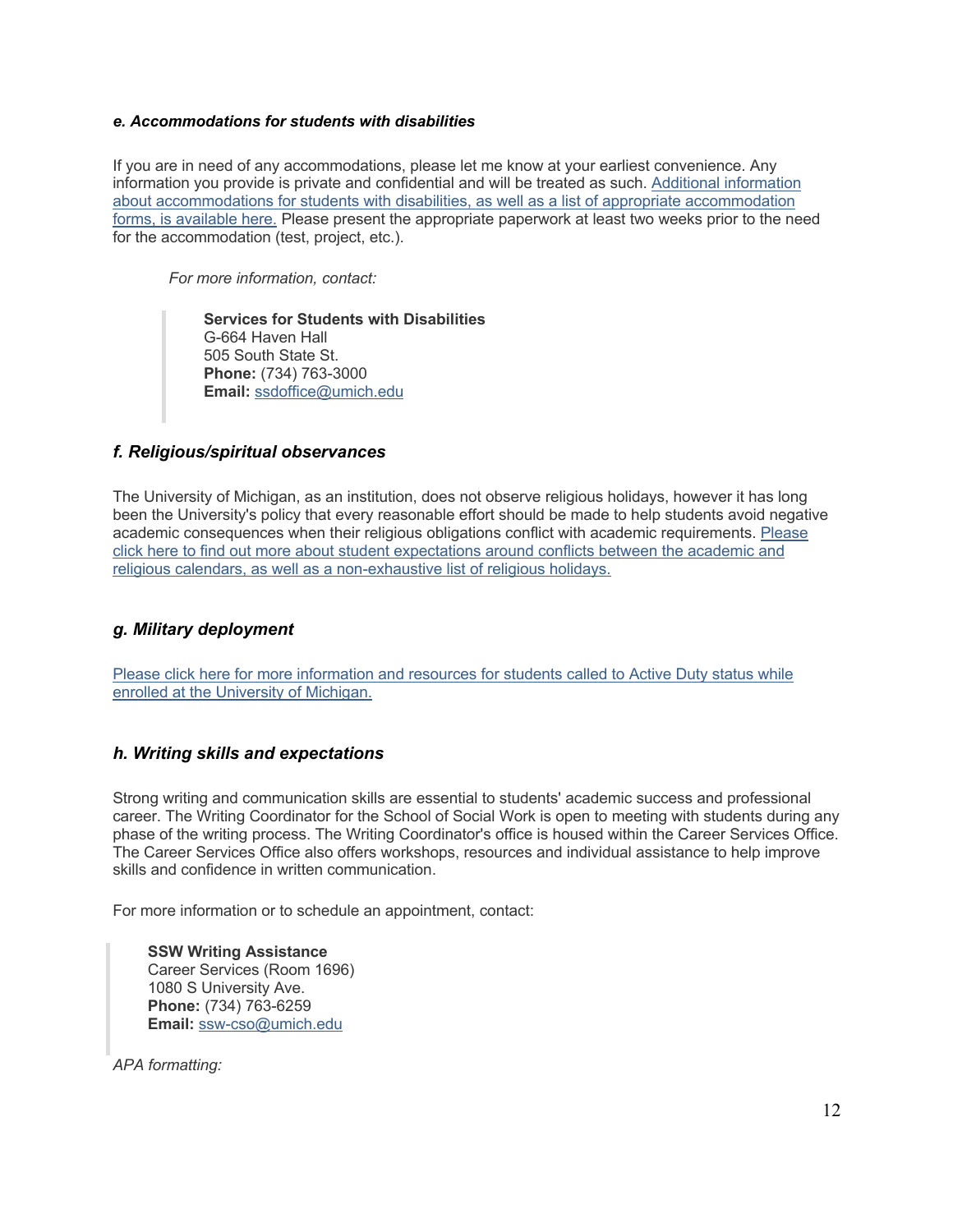#### *e. Accommodations for students with disabilities*

If you are in need of any accommodations, please let me know at your earliest convenience. Any information you provide is private and confidential and will be treated as such. Additional information about accommodations for students with disabilities, as well as a list of appropriate accommodation forms, is available here. Please present the appropriate paperwork at least two weeks prior to the need for the accommodation (test, project, etc.).

*For more information, contact:*

> **Services for Students with Disabilities**
> G-664 Haven Hall
> 505 South State St.
> **Phone:** (734) 763-3000
> **Email:** ssdoffice@umich.edu

### *f. Religious/spiritual observances*

The University of Michigan, as an institution, does not observe religious holidays, however it has long been the University's policy that every reasonable effort should be made to help students avoid negative academic consequences when their religious obligations conflict with academic requirements. Please click here to find out more about student expectations around conflicts between the academic and religious calendars, as well as a non-exhaustive list of religious holidays.

### *g. Military deployment*

Please click here for more information and resources for students called to Active Duty status while enrolled at the University of Michigan.

### *h. Writing skills and expectations*

Strong writing and communication skills are essential to students' academic success and professional career. The Writing Coordinator for the School of Social Work is open to meeting with students during any phase of the writing process. The Writing Coordinator's office is housed within the Career Services Office. The Career Services Office also offers workshops, resources and individual assistance to help improve skills and confidence in written communication.

For more information or to schedule an appointment, contact:

> **SSW Writing Assistance**
> Career Services (Room 1696)
> 1080 S University Ave.
> **Phone:** (734) 763-6259
> **Email:** ssw-cso@umich.edu

*APA formatting:*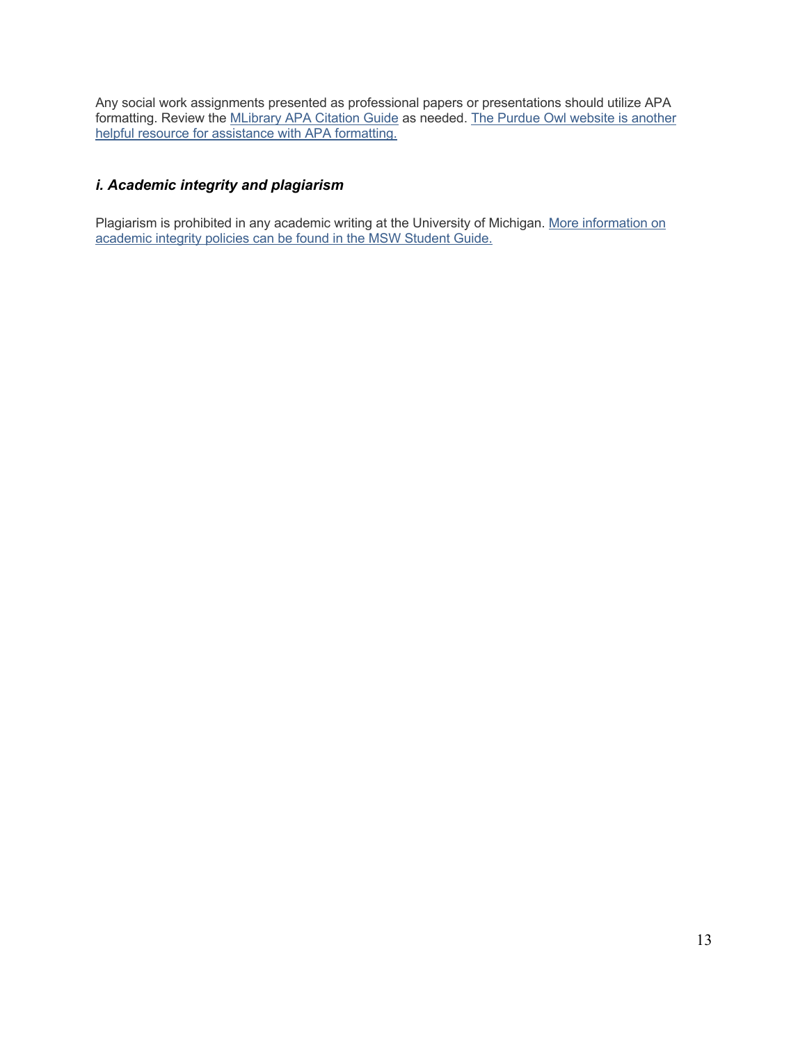Any social work assignments presented as professional papers or presentations should utilize APA formatting. Review the MLibrary APA Citation Guide as needed. The Purdue Owl website is another helpful resource for assistance with APA formatting.

### *i. Academic integrity and plagiarism*

Plagiarism is prohibited in any academic writing at the University of Michigan. More information on academic integrity policies can be found in the MSW Student Guide.